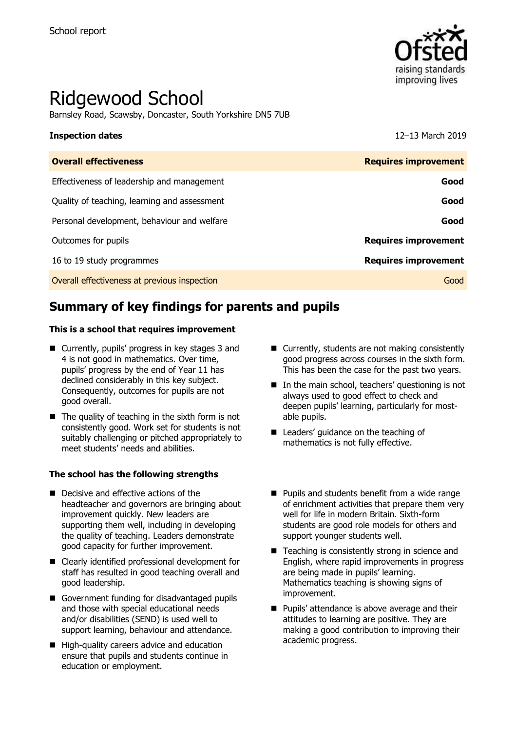School report

# Ridgewood School

Barnsley Road, Scawsby, Doncaster, South Yorkshire DN5 7UB

| **Inspection dates** | 12–13 March 2019 |
| --- | --- |
| **Overall effectiveness** | **Requires improvement** |
| Effectiveness of leadership and management | **Good** |
| Quality of teaching, learning and assessment | **Good** |
| Personal development, behaviour and welfare | **Good** |
| Outcomes for pupils | **Requires improvement** |
| 16 to 19 study programmes | **Requires improvement** |
| Overall effectiveness at previous inspection | Good |

## Summary of key findings for parents and pupils

**This is a school that requires improvement**

- Currently, pupils' progress in key stages 3 and 4 is not good in mathematics. Over time, pupils' progress by the end of Year 11 has declined considerably in this key subject. Consequently, outcomes for pupils are not good overall.
- The quality of teaching in the sixth form is not consistently good. Work set for students is not suitably challenging or pitched appropriately to meet students' needs and abilities.
- Currently, students are not making consistently good progress across courses in the sixth form. This has been the case for the past two years.
- In the main school, teachers' questioning is not always used to good effect to check and deepen pupils' learning, particularly for most-able pupils.
- Leaders' guidance on the teaching of mathematics is not fully effective.

**The school has the following strengths**

- Decisive and effective actions of the headteacher and governors are bringing about improvement quickly. New leaders are supporting them well, including in developing the quality of teaching. Leaders demonstrate good capacity for further improvement.
- Clearly identified professional development for staff has resulted in good teaching overall and good leadership.
- Government funding for disadvantaged pupils and those with special educational needs and/or disabilities (SEND) is used well to support learning, behaviour and attendance.
- High-quality careers advice and education ensure that pupils and students continue in education or employment.
- Pupils and students benefit from a wide range of enrichment activities that prepare them very well for life in modern Britain. Sixth-form students are good role models for others and support younger students well.
- Teaching is consistently strong in science and English, where rapid improvements in progress are being made in pupils' learning. Mathematics teaching is showing signs of improvement.
- Pupils' attendance is above average and their attitudes to learning are positive. They are making a good contribution to improving their academic progress.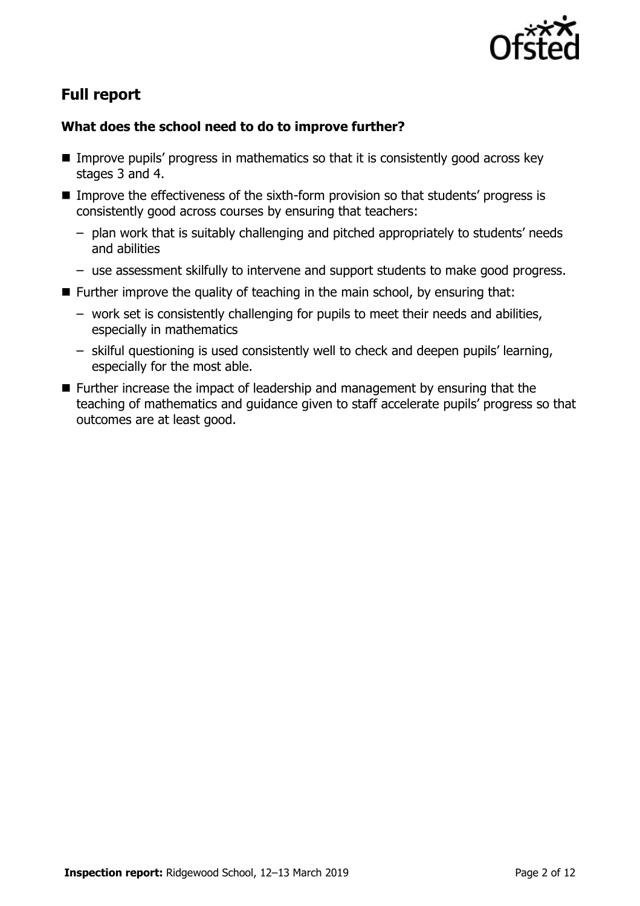## Full report

### What does the school need to do to improve further?

- Improve pupils' progress in mathematics so that it is consistently good across key stages 3 and 4.
- Improve the effectiveness of the sixth-form provision so that students' progress is consistently good across courses by ensuring that teachers:
  - plan work that is suitably challenging and pitched appropriately to students' needs and abilities
  - use assessment skilfully to intervene and support students to make good progress.
- Further improve the quality of teaching in the main school, by ensuring that:
  - work set is consistently challenging for pupils to meet their needs and abilities, especially in mathematics
  - skilful questioning is used consistently well to check and deepen pupils' learning, especially for the most able.
- Further increase the impact of leadership and management by ensuring that the teaching of mathematics and guidance given to staff accelerate pupils' progress so that outcomes are at least good.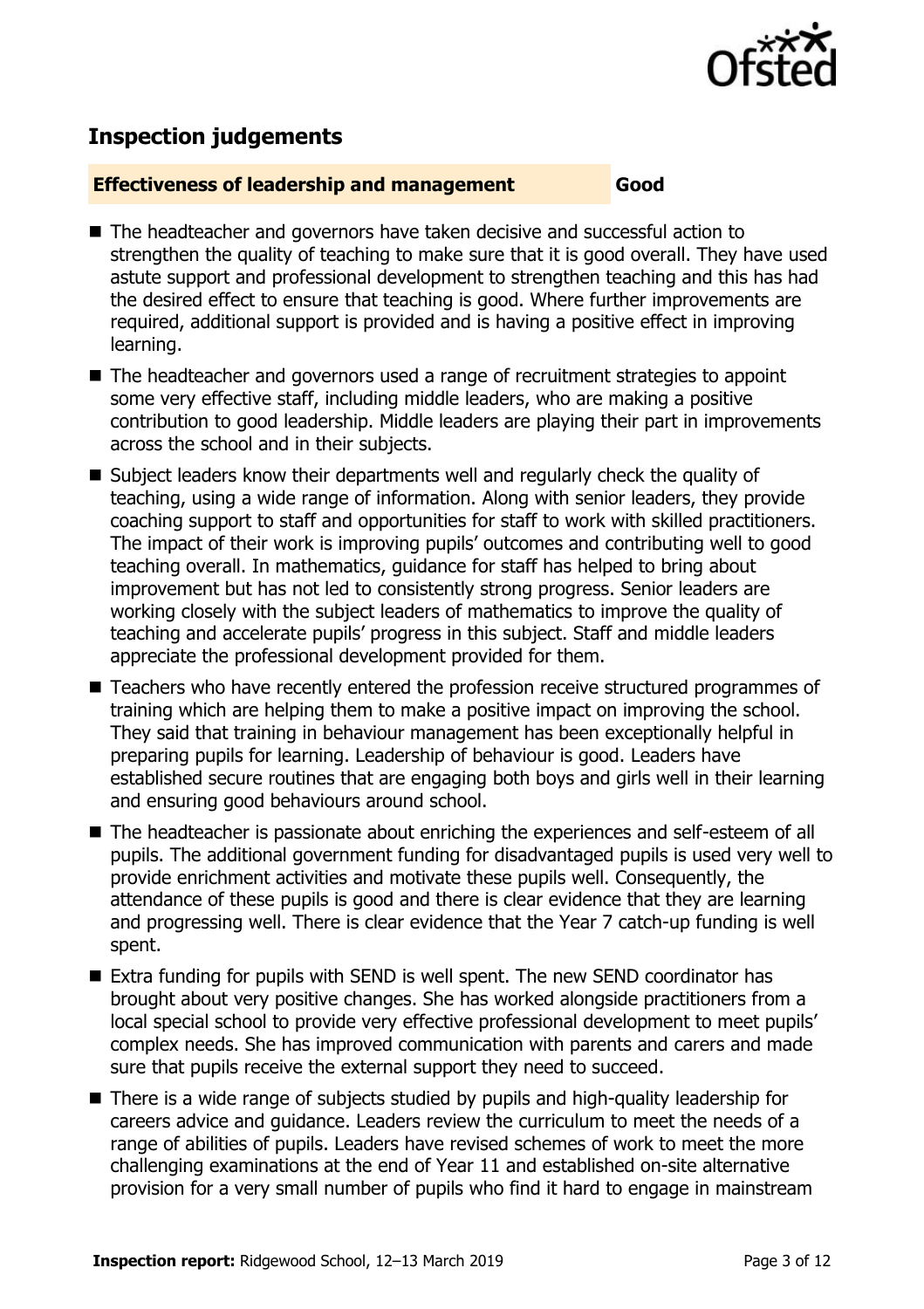## Inspection judgements

**Effectiveness of leadership and management** **Good**

- The headteacher and governors have taken decisive and successful action to strengthen the quality of teaching to make sure that it is good overall. They have used astute support and professional development to strengthen teaching and this has had the desired effect to ensure that teaching is good. Where further improvements are required, additional support is provided and is having a positive effect in improving learning.
- The headteacher and governors used a range of recruitment strategies to appoint some very effective staff, including middle leaders, who are making a positive contribution to good leadership. Middle leaders are playing their part in improvements across the school and in their subjects.
- Subject leaders know their departments well and regularly check the quality of teaching, using a wide range of information. Along with senior leaders, they provide coaching support to staff and opportunities for staff to work with skilled practitioners. The impact of their work is improving pupils' outcomes and contributing well to good teaching overall. In mathematics, guidance for staff has helped to bring about improvement but has not led to consistently strong progress. Senior leaders are working closely with the subject leaders of mathematics to improve the quality of teaching and accelerate pupils' progress in this subject. Staff and middle leaders appreciate the professional development provided for them.
- Teachers who have recently entered the profession receive structured programmes of training which are helping them to make a positive impact on improving the school. They said that training in behaviour management has been exceptionally helpful in preparing pupils for learning. Leadership of behaviour is good. Leaders have established secure routines that are engaging both boys and girls well in their learning and ensuring good behaviours around school.
- The headteacher is passionate about enriching the experiences and self-esteem of all pupils. The additional government funding for disadvantaged pupils is used very well to provide enrichment activities and motivate these pupils well. Consequently, the attendance of these pupils is good and there is clear evidence that they are learning and progressing well. There is clear evidence that the Year 7 catch-up funding is well spent.
- Extra funding for pupils with SEND is well spent. The new SEND coordinator has brought about very positive changes. She has worked alongside practitioners from a local special school to provide very effective professional development to meet pupils' complex needs. She has improved communication with parents and carers and made sure that pupils receive the external support they need to succeed.
- There is a wide range of subjects studied by pupils and high-quality leadership for careers advice and guidance. Leaders review the curriculum to meet the needs of a range of abilities of pupils. Leaders have revised schemes of work to meet the more challenging examinations at the end of Year 11 and established on-site alternative provision for a very small number of pupils who find it hard to engage in mainstream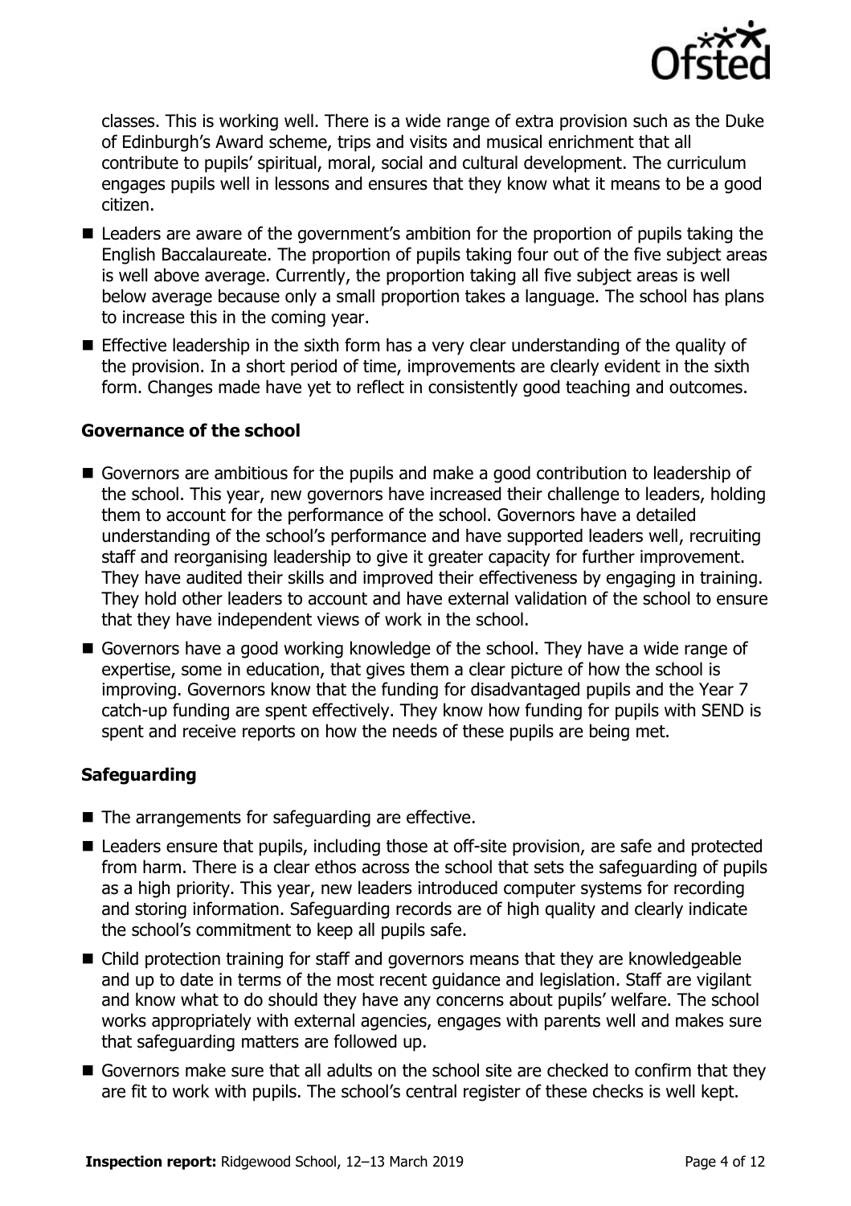classes. This is working well. There is a wide range of extra provision such as the Duke of Edinburgh's Award scheme, trips and visits and musical enrichment that all contribute to pupils' spiritual, moral, social and cultural development. The curriculum engages pupils well in lessons and ensures that they know what it means to be a good citizen.

- Leaders are aware of the government's ambition for the proportion of pupils taking the English Baccalaureate. The proportion of pupils taking four out of the five subject areas is well above average. Currently, the proportion taking all five subject areas is well below average because only a small proportion takes a language. The school has plans to increase this in the coming year.
- Effective leadership in the sixth form has a very clear understanding of the quality of the provision. In a short period of time, improvements are clearly evident in the sixth form. Changes made have yet to reflect in consistently good teaching and outcomes.

### Governance of the school

- Governors are ambitious for the pupils and make a good contribution to leadership of the school. This year, new governors have increased their challenge to leaders, holding them to account for the performance of the school. Governors have a detailed understanding of the school's performance and have supported leaders well, recruiting staff and reorganising leadership to give it greater capacity for further improvement. They have audited their skills and improved their effectiveness by engaging in training. They hold other leaders to account and have external validation of the school to ensure that they have independent views of work in the school.
- Governors have a good working knowledge of the school. They have a wide range of expertise, some in education, that gives them a clear picture of how the school is improving. Governors know that the funding for disadvantaged pupils and the Year 7 catch-up funding are spent effectively. They know how funding for pupils with SEND is spent and receive reports on how the needs of these pupils are being met.

### Safeguarding

- The arrangements for safeguarding are effective.
- Leaders ensure that pupils, including those at off-site provision, are safe and protected from harm. There is a clear ethos across the school that sets the safeguarding of pupils as a high priority. This year, new leaders introduced computer systems for recording and storing information. Safeguarding records are of high quality and clearly indicate the school's commitment to keep all pupils safe.
- Child protection training for staff and governors means that they are knowledgeable and up to date in terms of the most recent guidance and legislation. Staff are vigilant and know what to do should they have any concerns about pupils' welfare. The school works appropriately with external agencies, engages with parents well and makes sure that safeguarding matters are followed up.
- Governors make sure that all adults on the school site are checked to confirm that they are fit to work with pupils. The school's central register of these checks is well kept.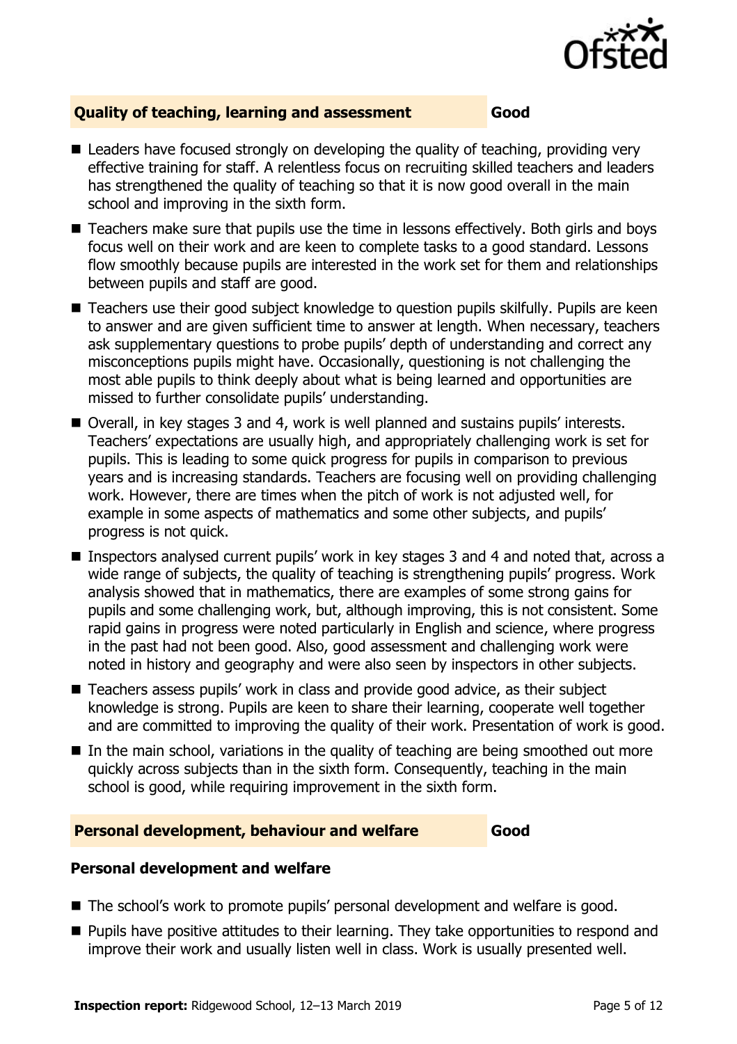## Quality of teaching, learning and assessment — Good

- Leaders have focused strongly on developing the quality of teaching, providing very effective training for staff. A relentless focus on recruiting skilled teachers and leaders has strengthened the quality of teaching so that it is now good overall in the main school and improving in the sixth form.
- Teachers make sure that pupils use the time in lessons effectively. Both girls and boys focus well on their work and are keen to complete tasks to a good standard. Lessons flow smoothly because pupils are interested in the work set for them and relationships between pupils and staff are good.
- Teachers use their good subject knowledge to question pupils skilfully. Pupils are keen to answer and are given sufficient time to answer at length. When necessary, teachers ask supplementary questions to probe pupils' depth of understanding and correct any misconceptions pupils might have. Occasionally, questioning is not challenging the most able pupils to think deeply about what is being learned and opportunities are missed to further consolidate pupils' understanding.
- Overall, in key stages 3 and 4, work is well planned and sustains pupils' interests. Teachers' expectations are usually high, and appropriately challenging work is set for pupils. This is leading to some quick progress for pupils in comparison to previous years and is increasing standards. Teachers are focusing well on providing challenging work. However, there are times when the pitch of work is not adjusted well, for example in some aspects of mathematics and some other subjects, and pupils' progress is not quick.
- Inspectors analysed current pupils' work in key stages 3 and 4 and noted that, across a wide range of subjects, the quality of teaching is strengthening pupils' progress. Work analysis showed that in mathematics, there are examples of some strong gains for pupils and some challenging work, but, although improving, this is not consistent. Some rapid gains in progress were noted particularly in English and science, where progress in the past had not been good. Also, good assessment and challenging work were noted in history and geography and were also seen by inspectors in other subjects.
- Teachers assess pupils' work in class and provide good advice, as their subject knowledge is strong. Pupils are keen to share their learning, cooperate well together and are committed to improving the quality of their work. Presentation of work is good.
- In the main school, variations in the quality of teaching are being smoothed out more quickly across subjects than in the sixth form. Consequently, teaching in the main school is good, while requiring improvement in the sixth form.

## Personal development, behaviour and welfare — Good

### Personal development and welfare

- The school's work to promote pupils' personal development and welfare is good.
- Pupils have positive attitudes to their learning. They take opportunities to respond and improve their work and usually listen well in class. Work is usually presented well.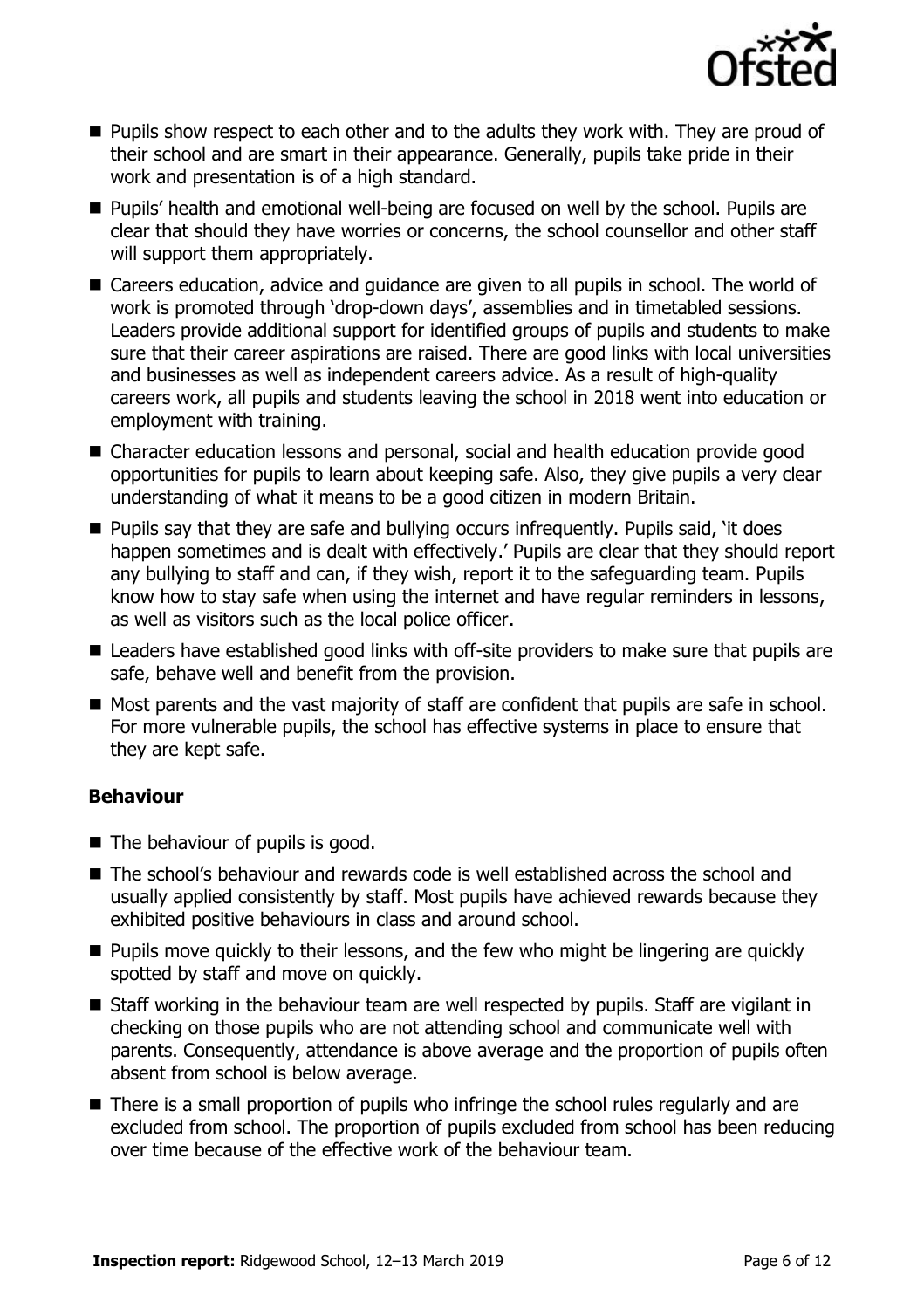- Pupils show respect to each other and to the adults they work with. They are proud of their school and are smart in their appearance. Generally, pupils take pride in their work and presentation is of a high standard.
- Pupils' health and emotional well-being are focused on well by the school. Pupils are clear that should they have worries or concerns, the school counsellor and other staff will support them appropriately.
- Careers education, advice and guidance are given to all pupils in school. The world of work is promoted through 'drop-down days', assemblies and in timetabled sessions. Leaders provide additional support for identified groups of pupils and students to make sure that their career aspirations are raised. There are good links with local universities and businesses as well as independent careers advice. As a result of high-quality careers work, all pupils and students leaving the school in 2018 went into education or employment with training.
- Character education lessons and personal, social and health education provide good opportunities for pupils to learn about keeping safe. Also, they give pupils a very clear understanding of what it means to be a good citizen in modern Britain.
- Pupils say that they are safe and bullying occurs infrequently. Pupils said, 'it does happen sometimes and is dealt with effectively.' Pupils are clear that they should report any bullying to staff and can, if they wish, report it to the safeguarding team. Pupils know how to stay safe when using the internet and have regular reminders in lessons, as well as visitors such as the local police officer.
- Leaders have established good links with off-site providers to make sure that pupils are safe, behave well and benefit from the provision.
- Most parents and the vast majority of staff are confident that pupils are safe in school. For more vulnerable pupils, the school has effective systems in place to ensure that they are kept safe.

### Behaviour

- The behaviour of pupils is good.
- The school's behaviour and rewards code is well established across the school and usually applied consistently by staff. Most pupils have achieved rewards because they exhibited positive behaviours in class and around school.
- Pupils move quickly to their lessons, and the few who might be lingering are quickly spotted by staff and move on quickly.
- Staff working in the behaviour team are well respected by pupils. Staff are vigilant in checking on those pupils who are not attending school and communicate well with parents. Consequently, attendance is above average and the proportion of pupils often absent from school is below average.
- There is a small proportion of pupils who infringe the school rules regularly and are excluded from school. The proportion of pupils excluded from school has been reducing over time because of the effective work of the behaviour team.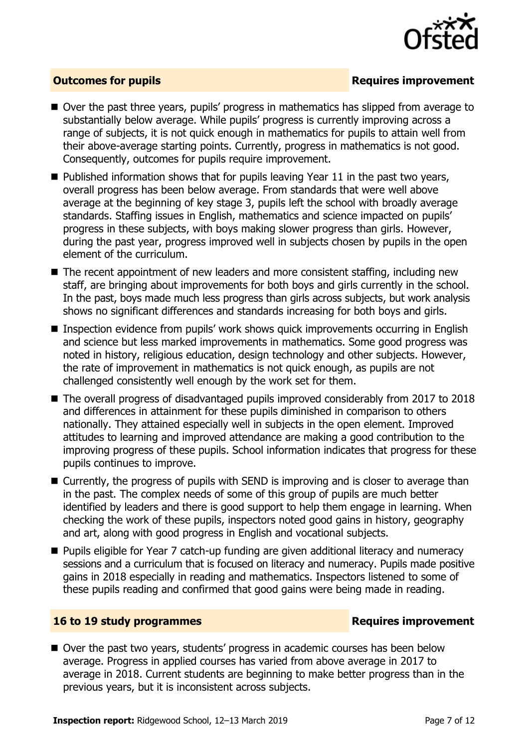## Outcomes for pupils — Requires improvement

- Over the past three years, pupils' progress in mathematics has slipped from average to substantially below average. While pupils' progress is currently improving across a range of subjects, it is not quick enough in mathematics for pupils to attain well from their above-average starting points. Currently, progress in mathematics is not good. Consequently, outcomes for pupils require improvement.
- Published information shows that for pupils leaving Year 11 in the past two years, overall progress has been below average. From standards that were well above average at the beginning of key stage 3, pupils left the school with broadly average standards. Staffing issues in English, mathematics and science impacted on pupils' progress in these subjects, with boys making slower progress than girls. However, during the past year, progress improved well in subjects chosen by pupils in the open element of the curriculum.
- The recent appointment of new leaders and more consistent staffing, including new staff, are bringing about improvements for both boys and girls currently in the school. In the past, boys made much less progress than girls across subjects, but work analysis shows no significant differences and standards increasing for both boys and girls.
- Inspection evidence from pupils' work shows quick improvements occurring in English and science but less marked improvements in mathematics. Some good progress was noted in history, religious education, design technology and other subjects. However, the rate of improvement in mathematics is not quick enough, as pupils are not challenged consistently well enough by the work set for them.
- The overall progress of disadvantaged pupils improved considerably from 2017 to 2018 and differences in attainment for these pupils diminished in comparison to others nationally. They attained especially well in subjects in the open element. Improved attitudes to learning and improved attendance are making a good contribution to the improving progress of these pupils. School information indicates that progress for these pupils continues to improve.
- Currently, the progress of pupils with SEND is improving and is closer to average than in the past. The complex needs of some of this group of pupils are much better identified by leaders and there is good support to help them engage in learning. When checking the work of these pupils, inspectors noted good gains in history, geography and art, along with good progress in English and vocational subjects.
- Pupils eligible for Year 7 catch-up funding are given additional literacy and numeracy sessions and a curriculum that is focused on literacy and numeracy. Pupils made positive gains in 2018 especially in reading and mathematics. Inspectors listened to some of these pupils reading and confirmed that good gains were being made in reading.

## 16 to 19 study programmes — Requires improvement

- Over the past two years, students' progress in academic courses has been below average. Progress in applied courses has varied from above average in 2017 to average in 2018. Current students are beginning to make better progress than in the previous years, but it is inconsistent across subjects.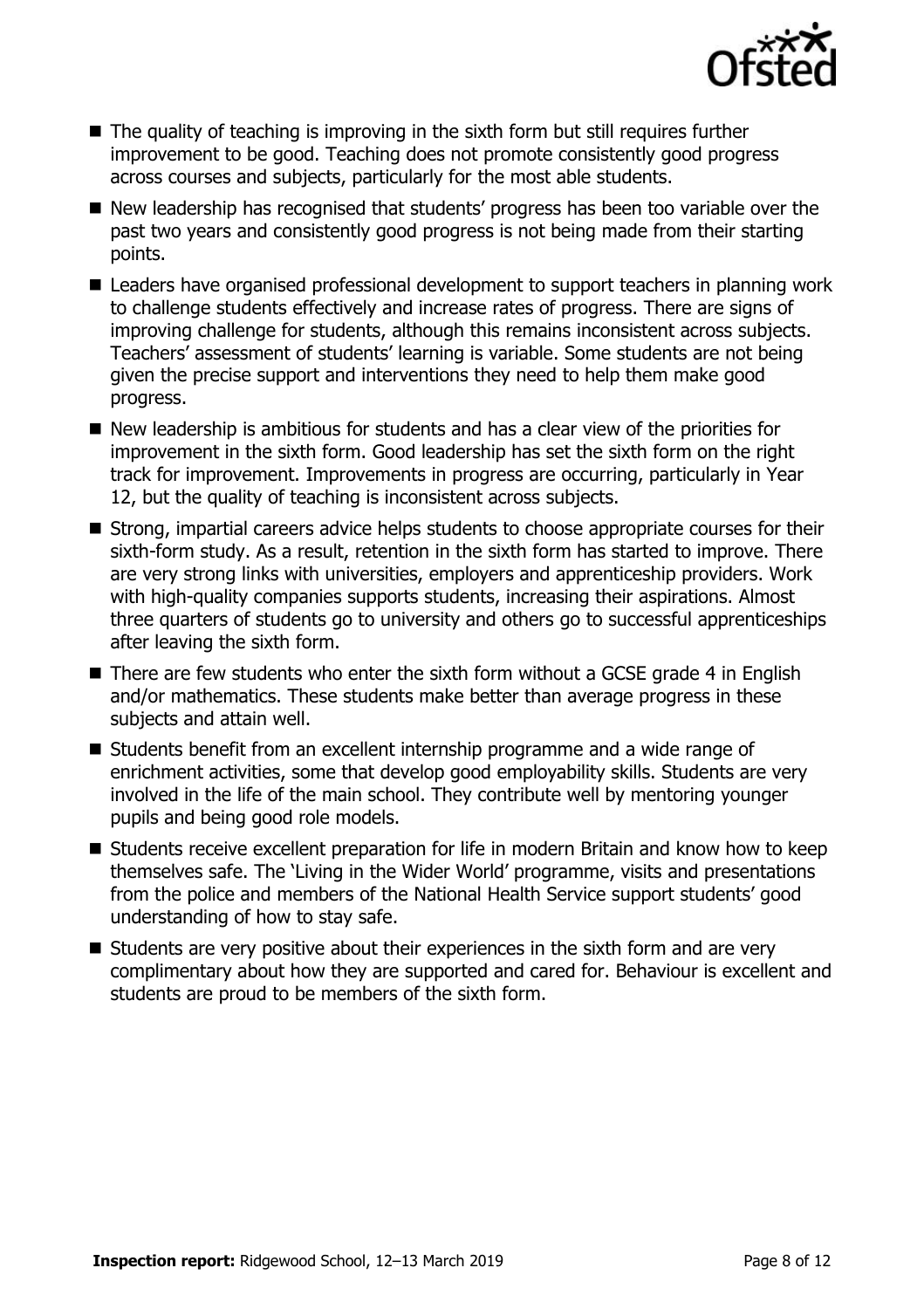- The quality of teaching is improving in the sixth form but still requires further improvement to be good. Teaching does not promote consistently good progress across courses and subjects, particularly for the most able students.
- New leadership has recognised that students' progress has been too variable over the past two years and consistently good progress is not being made from their starting points.
- Leaders have organised professional development to support teachers in planning work to challenge students effectively and increase rates of progress. There are signs of improving challenge for students, although this remains inconsistent across subjects. Teachers' assessment of students' learning is variable. Some students are not being given the precise support and interventions they need to help them make good progress.
- New leadership is ambitious for students and has a clear view of the priorities for improvement in the sixth form. Good leadership has set the sixth form on the right track for improvement. Improvements in progress are occurring, particularly in Year 12, but the quality of teaching is inconsistent across subjects.
- Strong, impartial careers advice helps students to choose appropriate courses for their sixth-form study. As a result, retention in the sixth form has started to improve. There are very strong links with universities, employers and apprenticeship providers. Work with high-quality companies supports students, increasing their aspirations. Almost three quarters of students go to university and others go to successful apprenticeships after leaving the sixth form.
- There are few students who enter the sixth form without a GCSE grade 4 in English and/or mathematics. These students make better than average progress in these subjects and attain well.
- Students benefit from an excellent internship programme and a wide range of enrichment activities, some that develop good employability skills. Students are very involved in the life of the main school. They contribute well by mentoring younger pupils and being good role models.
- Students receive excellent preparation for life in modern Britain and know how to keep themselves safe. The 'Living in the Wider World' programme, visits and presentations from the police and members of the National Health Service support students' good understanding of how to stay safe.
- Students are very positive about their experiences in the sixth form and are very complimentary about how they are supported and cared for. Behaviour is excellent and students are proud to be members of the sixth form.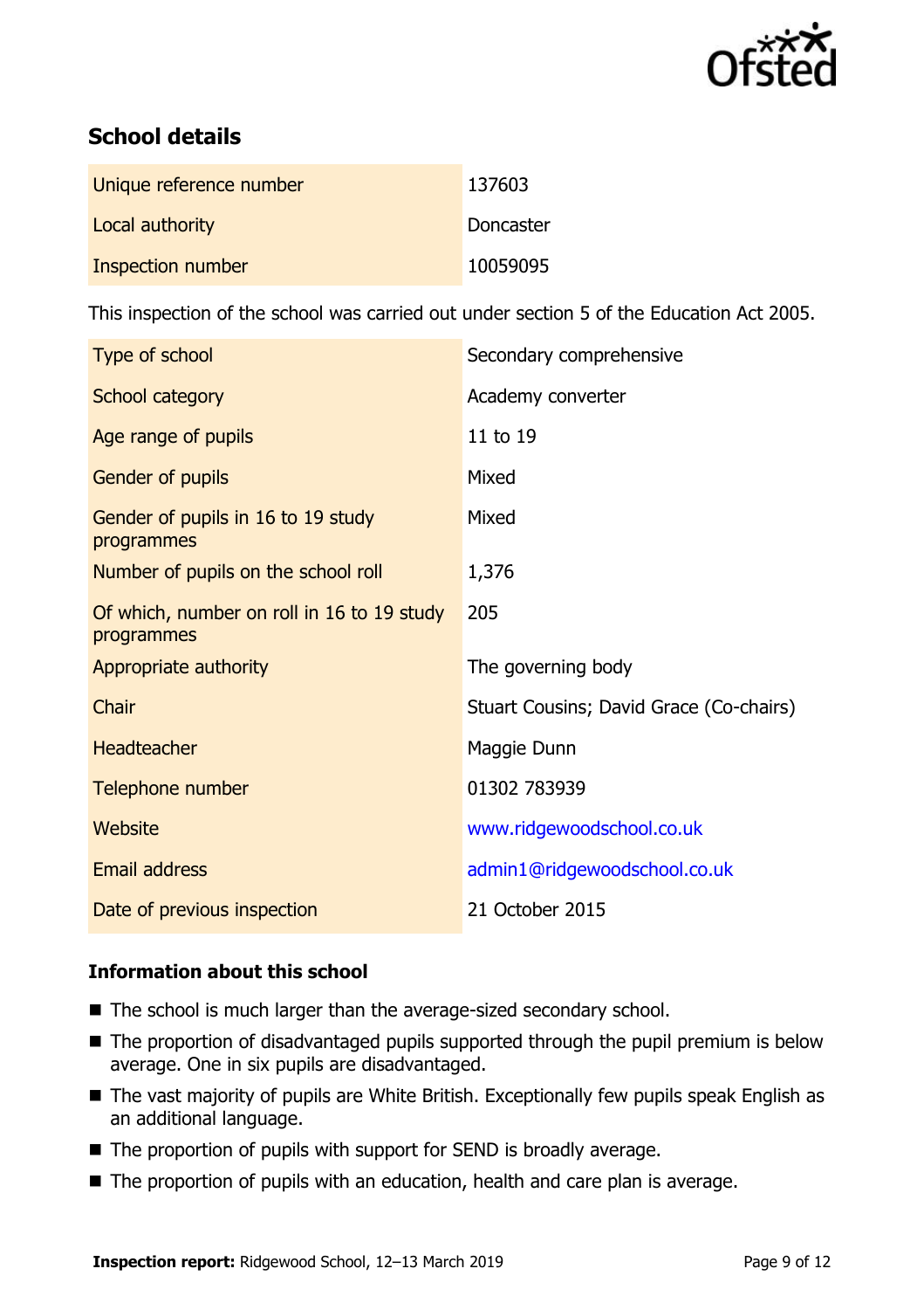## School details

| | |
|---|---|
| Unique reference number | 137603 |
| Local authority | Doncaster |
| Inspection number | 10059095 |

This inspection of the school was carried out under section 5 of the Education Act 2005.

| | |
|---|---|
| Type of school | Secondary comprehensive |
| School category | Academy converter |
| Age range of pupils | 11 to 19 |
| Gender of pupils | Mixed |
| Gender of pupils in 16 to 19 study programmes | Mixed |
| Number of pupils on the school roll | 1,376 |
| Of which, number on roll in 16 to 19 study programmes | 205 |
| Appropriate authority | The governing body |
| Chair | Stuart Cousins; David Grace (Co-chairs) |
| Headteacher | Maggie Dunn |
| Telephone number | 01302 783939 |
| Website | www.ridgewoodschool.co.uk |
| Email address | admin1@ridgewoodschool.co.uk |
| Date of previous inspection | 21 October 2015 |

### Information about this school

- The school is much larger than the average-sized secondary school.
- The proportion of disadvantaged pupils supported through the pupil premium is below average. One in six pupils are disadvantaged.
- The vast majority of pupils are White British. Exceptionally few pupils speak English as an additional language.
- The proportion of pupils with support for SEND is broadly average.
- The proportion of pupils with an education, health and care plan is average.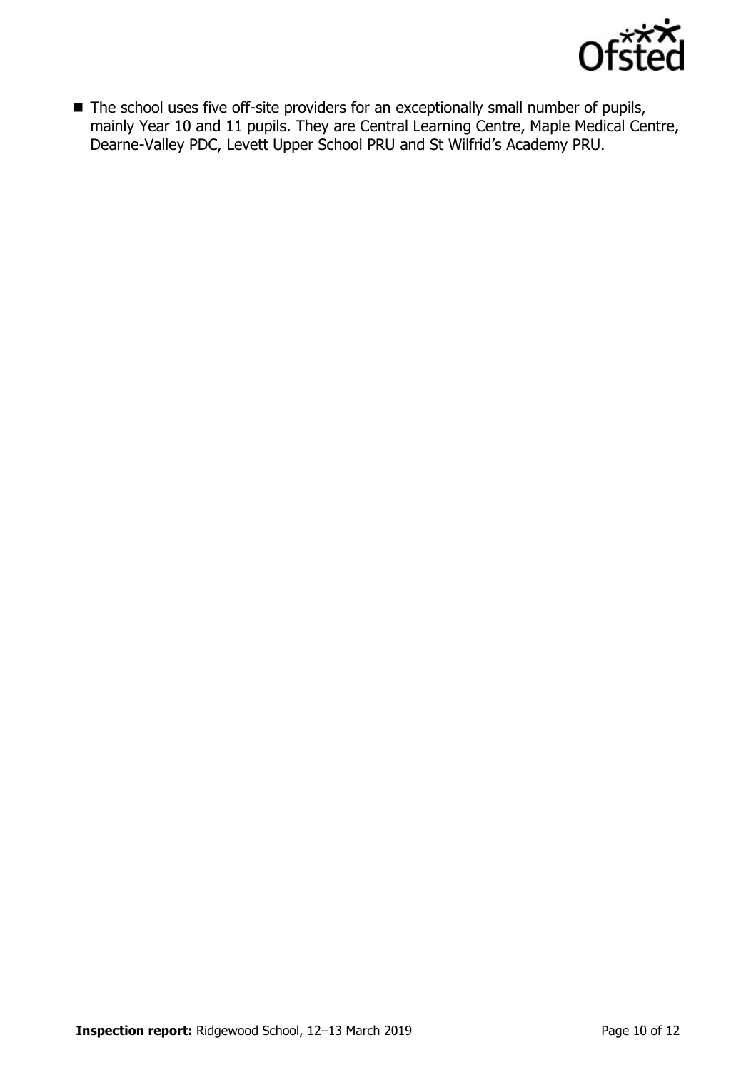- The school uses five off-site providers for an exceptionally small number of pupils, mainly Year 10 and 11 pupils. They are Central Learning Centre, Maple Medical Centre, Dearne-Valley PDC, Levett Upper School PRU and St Wilfrid's Academy PRU.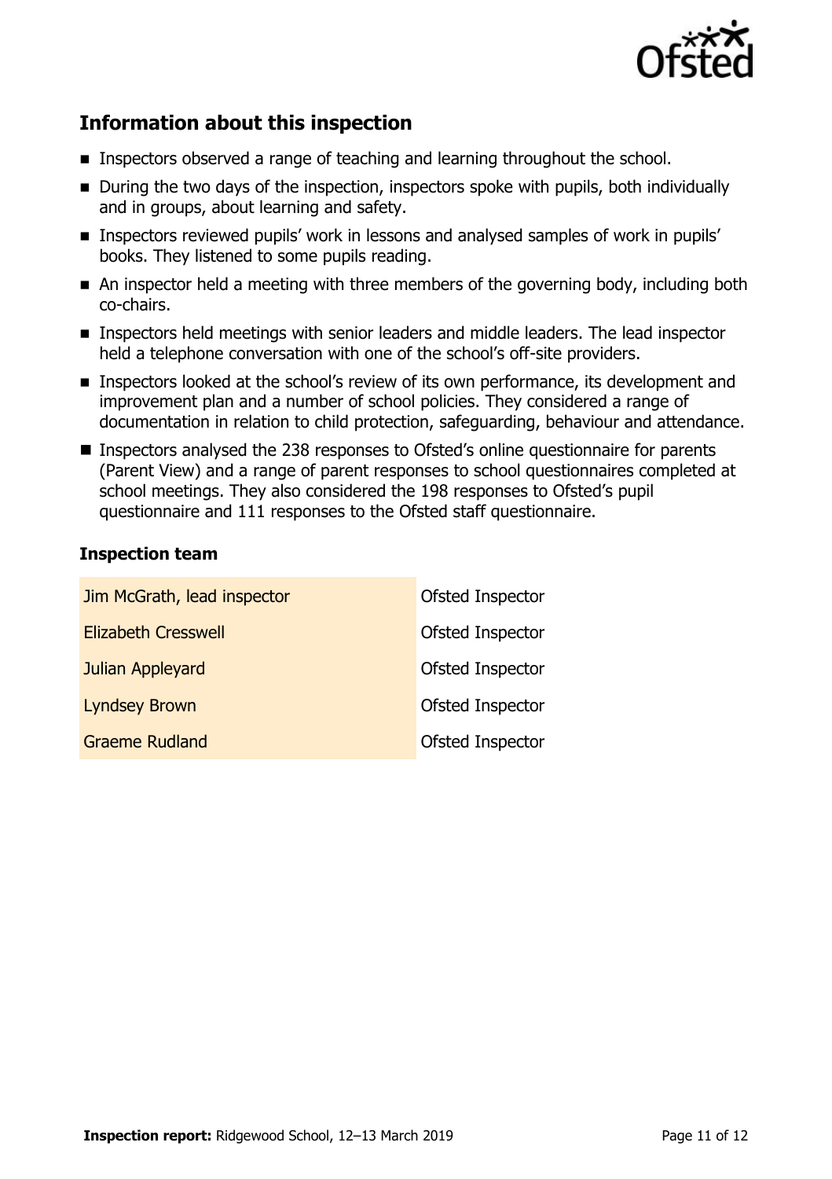## Information about this inspection

- Inspectors observed a range of teaching and learning throughout the school.
- During the two days of the inspection, inspectors spoke with pupils, both individually and in groups, about learning and safety.
- Inspectors reviewed pupils' work in lessons and analysed samples of work in pupils' books. They listened to some pupils reading.
- An inspector held a meeting with three members of the governing body, including both co-chairs.
- Inspectors held meetings with senior leaders and middle leaders. The lead inspector held a telephone conversation with one of the school's off-site providers.
- Inspectors looked at the school's review of its own performance, its development and improvement plan and a number of school policies. They considered a range of documentation in relation to child protection, safeguarding, behaviour and attendance.
- Inspectors analysed the 238 responses to Ofsted's online questionnaire for parents (Parent View) and a range of parent responses to school questionnaires completed at school meetings. They also considered the 198 responses to Ofsted's pupil questionnaire and 111 responses to the Ofsted staff questionnaire.

### Inspection team

| | |
|---|---|
| Jim McGrath, lead inspector | Ofsted Inspector |
| Elizabeth Cresswell | Ofsted Inspector |
| Julian Appleyard | Ofsted Inspector |
| Lyndsey Brown | Ofsted Inspector |
| Graeme Rudland | Ofsted Inspector |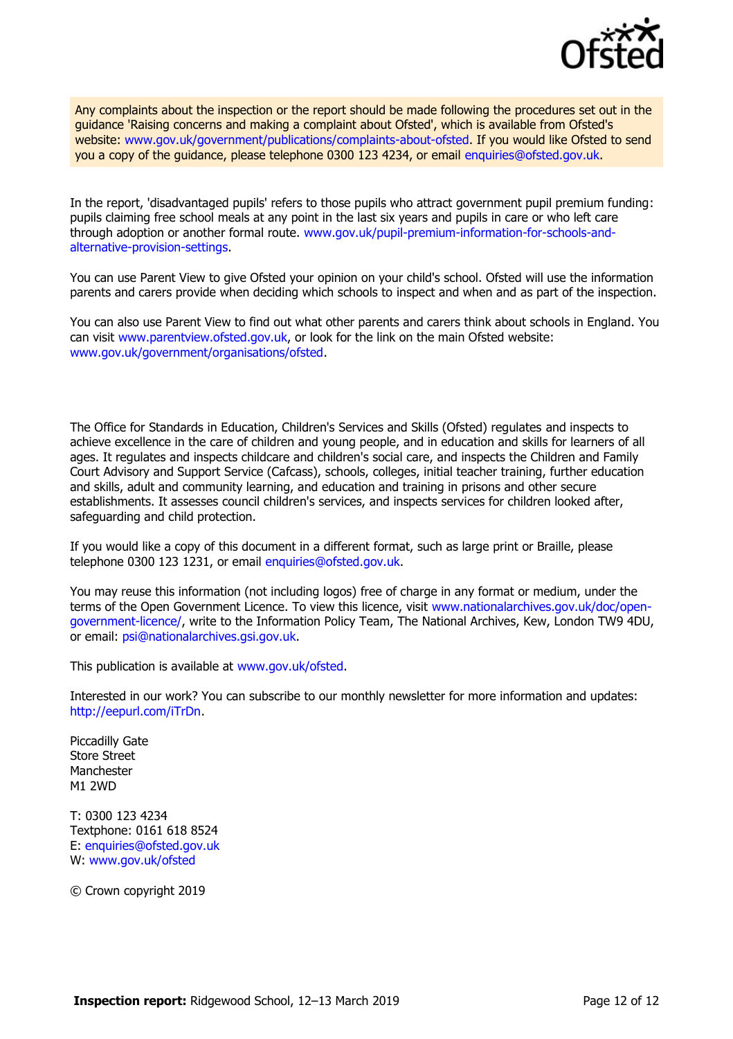Any complaints about the inspection or the report should be made following the procedures set out in the guidance 'Raising concerns and making a complaint about Ofsted', which is available from Ofsted's website: www.gov.uk/government/publications/complaints-about-ofsted. If you would like Ofsted to send you a copy of the guidance, please telephone 0300 123 4234, or email enquiries@ofsted.gov.uk.

In the report, 'disadvantaged pupils' refers to those pupils who attract government pupil premium funding: pupils claiming free school meals at any point in the last six years and pupils in care or who left care through adoption or another formal route. www.gov.uk/pupil-premium-information-for-schools-and-alternative-provision-settings.

You can use Parent View to give Ofsted your opinion on your child's school. Ofsted will use the information parents and carers provide when deciding which schools to inspect and when and as part of the inspection.

You can also use Parent View to find out what other parents and carers think about schools in England. You can visit www.parentview.ofsted.gov.uk, or look for the link on the main Ofsted website: www.gov.uk/government/organisations/ofsted.

The Office for Standards in Education, Children's Services and Skills (Ofsted) regulates and inspects to achieve excellence in the care of children and young people, and in education and skills for learners of all ages. It regulates and inspects childcare and children's social care, and inspects the Children and Family Court Advisory and Support Service (Cafcass), schools, colleges, initial teacher training, further education and skills, adult and community learning, and education and training in prisons and other secure establishments. It assesses council children's services, and inspects services for children looked after, safeguarding and child protection.

If you would like a copy of this document in a different format, such as large print or Braille, please telephone 0300 123 1231, or email enquiries@ofsted.gov.uk.

You may reuse this information (not including logos) free of charge in any format or medium, under the terms of the Open Government Licence. To view this licence, visit www.nationalarchives.gov.uk/doc/open-government-licence/, write to the Information Policy Team, The National Archives, Kew, London TW9 4DU, or email: psi@nationalarchives.gsi.gov.uk.

This publication is available at www.gov.uk/ofsted.

Interested in our work? You can subscribe to our monthly newsletter for more information and updates: http://eepurl.com/iTrDn.

Piccadilly Gate
Store Street
Manchester
M1 2WD

T: 0300 123 4234
Textphone: 0161 618 8524
E: enquiries@ofsted.gov.uk
W: www.gov.uk/ofsted

© Crown copyright 2019